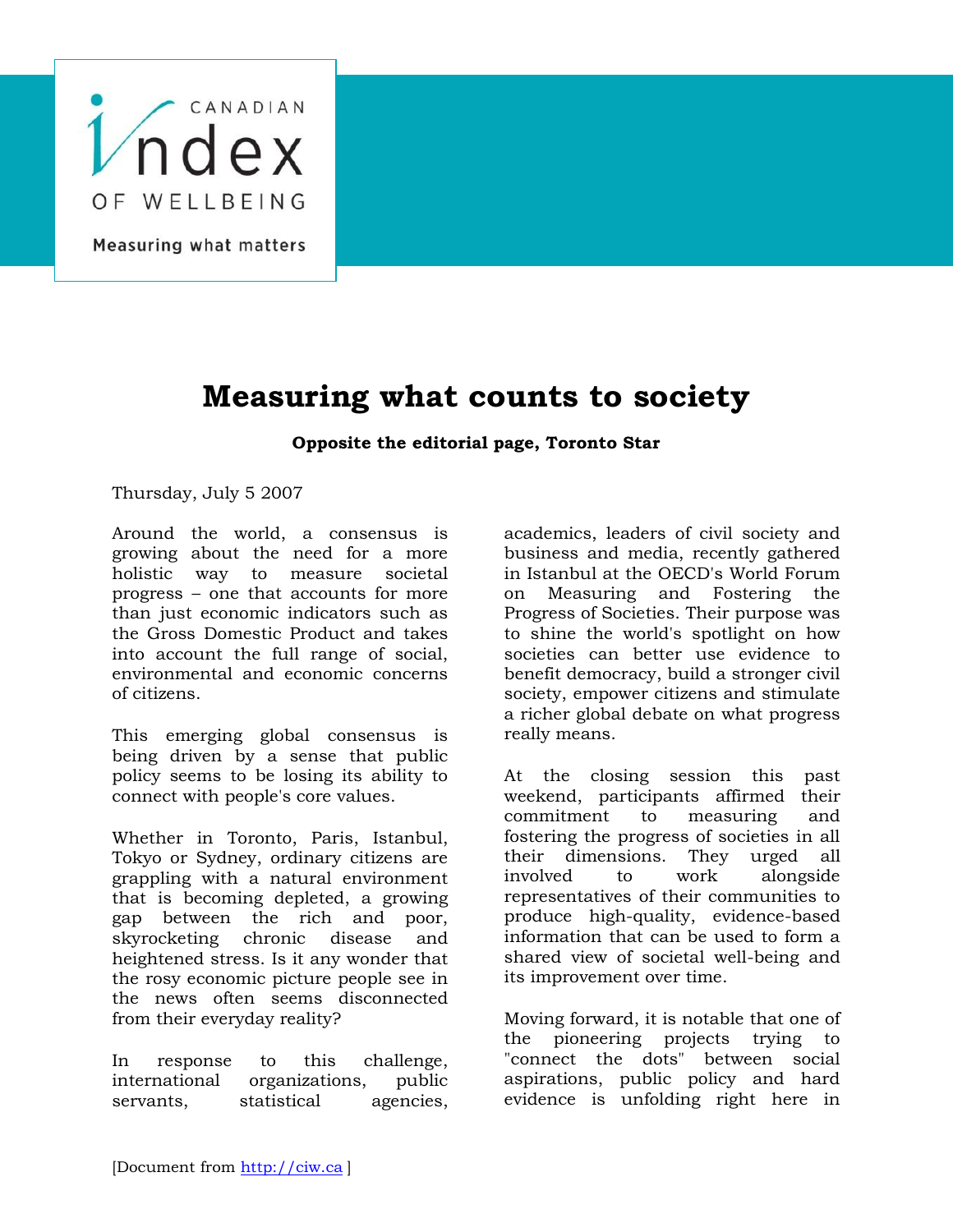CANADIAN Index OF WELLBEING

Measuring what matters

# Measuring what counts to society

**Opposite the editorial page, Toronto Star**

Thursday, July 5 2007

Around the world, a consensus is growing about the need for a more holistic way to measure societal progress – one that accounts for more than just economic indicators such as the Gross Domestic Product and takes into account the full range of social, environmental and economic concerns of citizens.

This emerging global consensus is being driven by a sense that public policy seems to be losing its ability to connect with people's core values.

Whether in Toronto, Paris, Istanbul, Tokyo or Sydney, ordinary citizens are grappling with a natural environment that is becoming depleted, a growing gap between the rich and poor, skyrocketing chronic disease and heightened stress. Is it any wonder that the rosy economic picture people see in the news often seems disconnected from their everyday reality?

In response to this challenge, international organizations, public servants, statistical agencies, academics, leaders of civil society and business and media, recently gathered in Istanbul at the OECD's World Forum on Measuring and Fostering the Progress of Societies. Their purpose was to shine the world's spotlight on how societies can better use evidence to benefit democracy, build a stronger civil society, empower citizens and stimulate a richer global debate on what progress really means.

At the closing session this past weekend, participants affirmed their commitment to measuring and fostering the progress of societies in all their dimensions. They urged all involved to work alongside representatives of their communities to produce high-quality, evidence-based information that can be used to form a shared view of societal well-being and its improvement over time.

Moving forward, it is notable that one of the pioneering projects trying to "connect the dots" between social aspirations, public policy and hard evidence is unfolding right here in

[Document from http://ciw.ca ]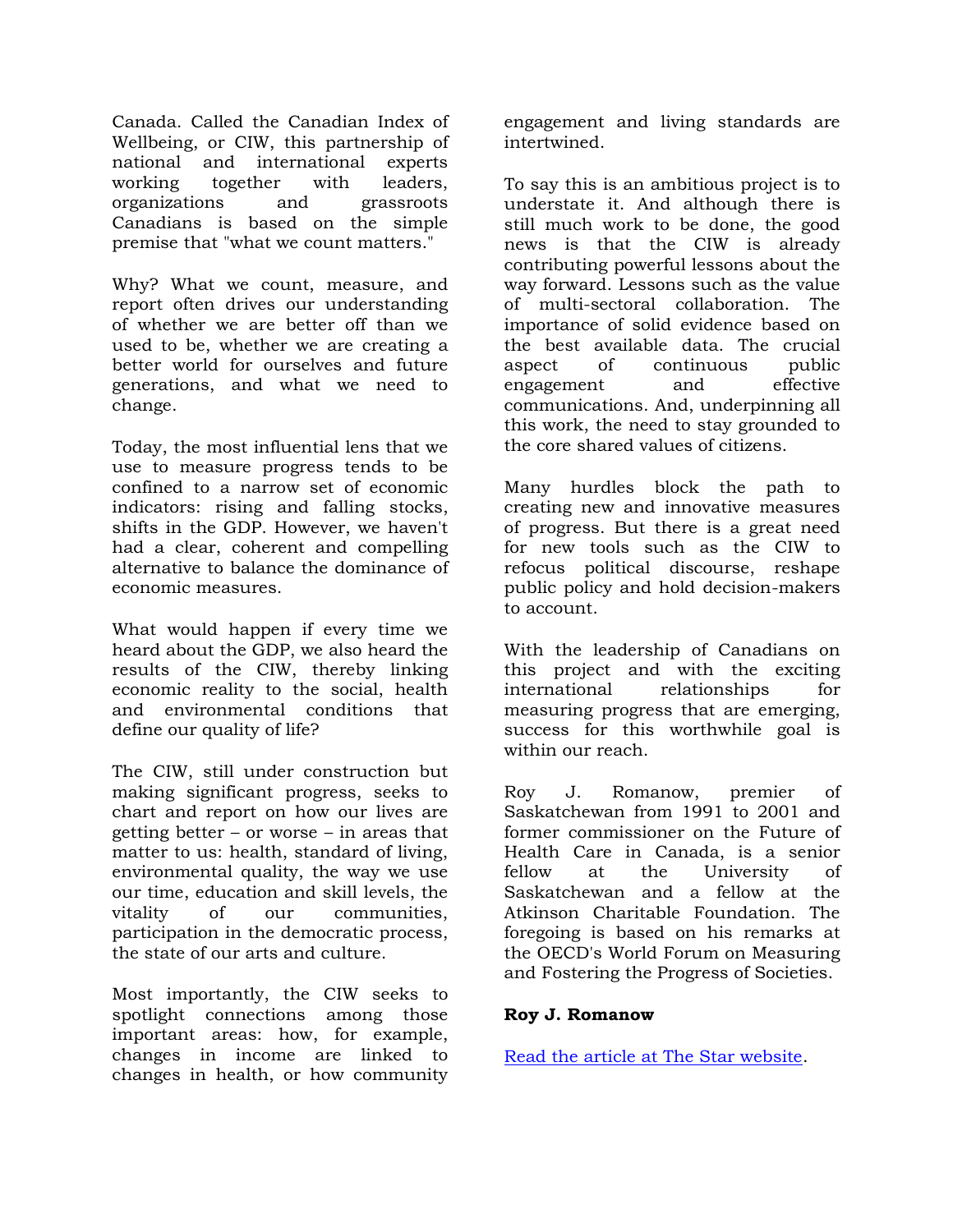Canada. Called the Canadian Index of Wellbeing, or CIW, this partnership of national and international experts working together with leaders, organizations and grassroots Canadians is based on the simple premise that "what we count matters."

Why? What we count, measure, and report often drives our understanding of whether we are better off than we used to be, whether we are creating a better world for ourselves and future generations, and what we need to change.

Today, the most influential lens that we use to measure progress tends to be confined to a narrow set of economic indicators: rising and falling stocks, shifts in the GDP. However, we haven't had a clear, coherent and compelling alternative to balance the dominance of economic measures.

What would happen if every time we heard about the GDP, we also heard the results of the CIW, thereby linking economic reality to the social, health and environmental conditions that define our quality of life?

The CIW, still under construction but making significant progress, seeks to chart and report on how our lives are getting better – or worse – in areas that matter to us: health, standard of living, environmental quality, the way we use our time, education and skill levels, the vitality of our communities, participation in the democratic process, the state of our arts and culture.

Most importantly, the CIW seeks to spotlight connections among those important areas: how, for example, changes in income are linked to changes in health, or how community engagement and living standards are intertwined.

To say this is an ambitious project is to understate it. And although there is still much work to be done, the good news is that the CIW is already contributing powerful lessons about the way forward. Lessons such as the value of multi-sectoral collaboration. The importance of solid evidence based on the best available data. The crucial aspect of continuous public engagement and effective communications. And, underpinning all this work, the need to stay grounded to the core shared values of citizens.

Many hurdles block the path to creating new and innovative measures of progress. But there is a great need for new tools such as the CIW to refocus political discourse, reshape public policy and hold decision-makers to account.

With the leadership of Canadians on this project and with the exciting international relationships for measuring progress that are emerging, success for this worthwhile goal is within our reach.

Roy J. Romanow, premier of Saskatchewan from 1991 to 2001 and former commissioner on the Future of Health Care in Canada, is a senior fellow at the University of Saskatchewan and a fellow at the Atkinson Charitable Foundation. The foregoing is based on his remarks at the OECD's World Forum on Measuring and Fostering the Progress of Societies.

**Roy J. Romanow**

Read the article at The Star website.